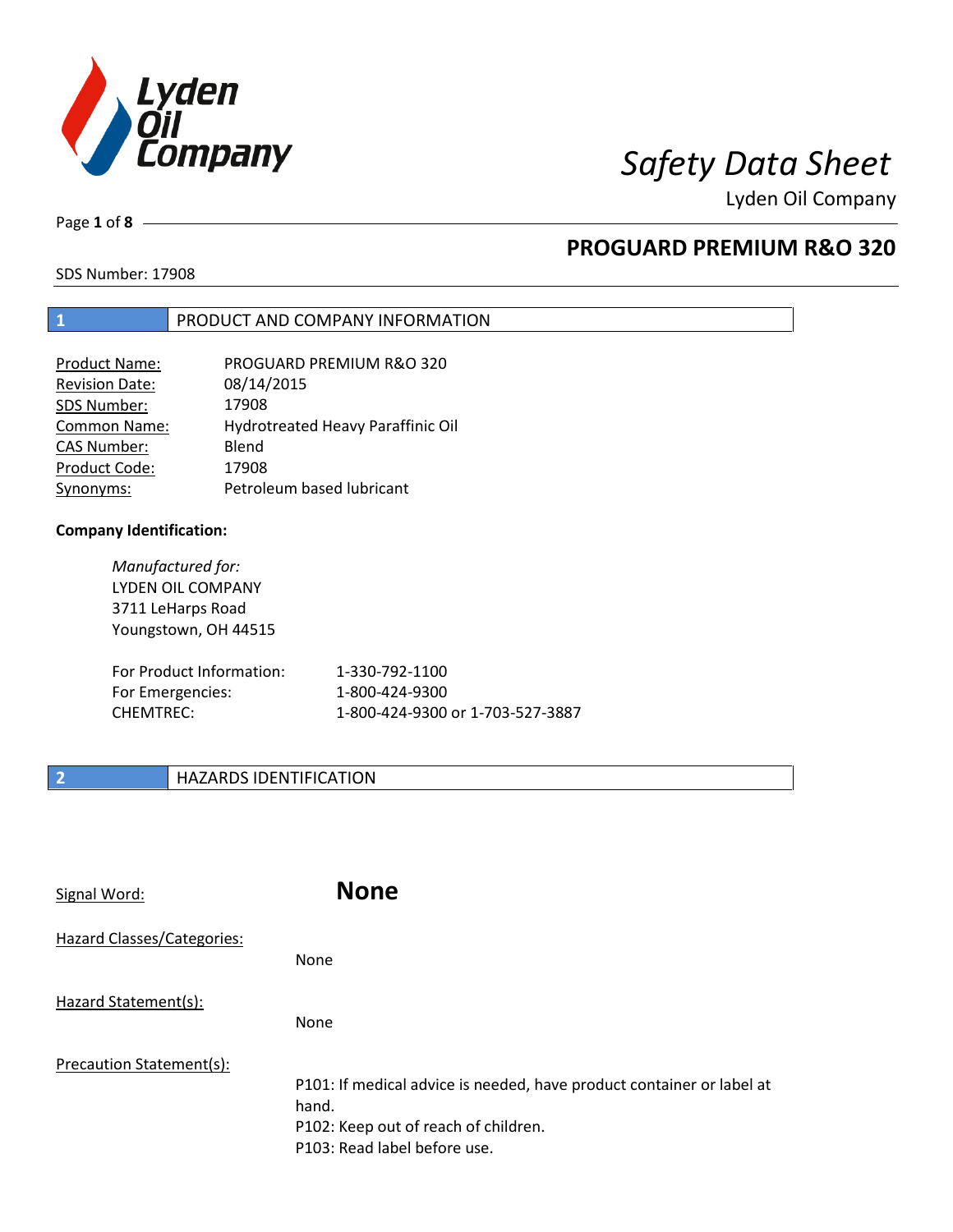# Safety Data Sheet

Lyden Oil Company

## PROGUARD PREMIUM R&O 320

SDS Number: 17908

## 1 PRODUCT AND COMPANY INFORMATION

| | |
|---|---|
| Product Name: | PROGUARD PREMIUM R&O 320 |
| Revision Date: | 08/14/2015 |
| SDS Number: | 17908 |
| Common Name: | Hydrotreated Heavy Paraffinic Oil |
| CAS Number: | Blend |
| Product Code: | 17908 |
| Synonyms: | Petroleum based lubricant |

**Company Identification:**

*Manufactured for:*
LYDEN OIL COMPANY
3711 LeHarps Road
Youngstown, OH 44515

| | |
|---|---|
| For Product Information: | 1-330-792-1100 |
| For Emergencies: | 1-800-424-9300 |
| CHEMTREC: | 1-800-424-9300 or 1-703-527-3887 |

## 2 HAZARDS IDENTIFICATION

Signal Word: **None**

Hazard Classes/Categories:

None

Hazard Statement(s):

None

Precaution Statement(s):

P101: If medical advice is needed, have product container or label at hand.
P102: Keep out of reach of children.
P103: Read label before use.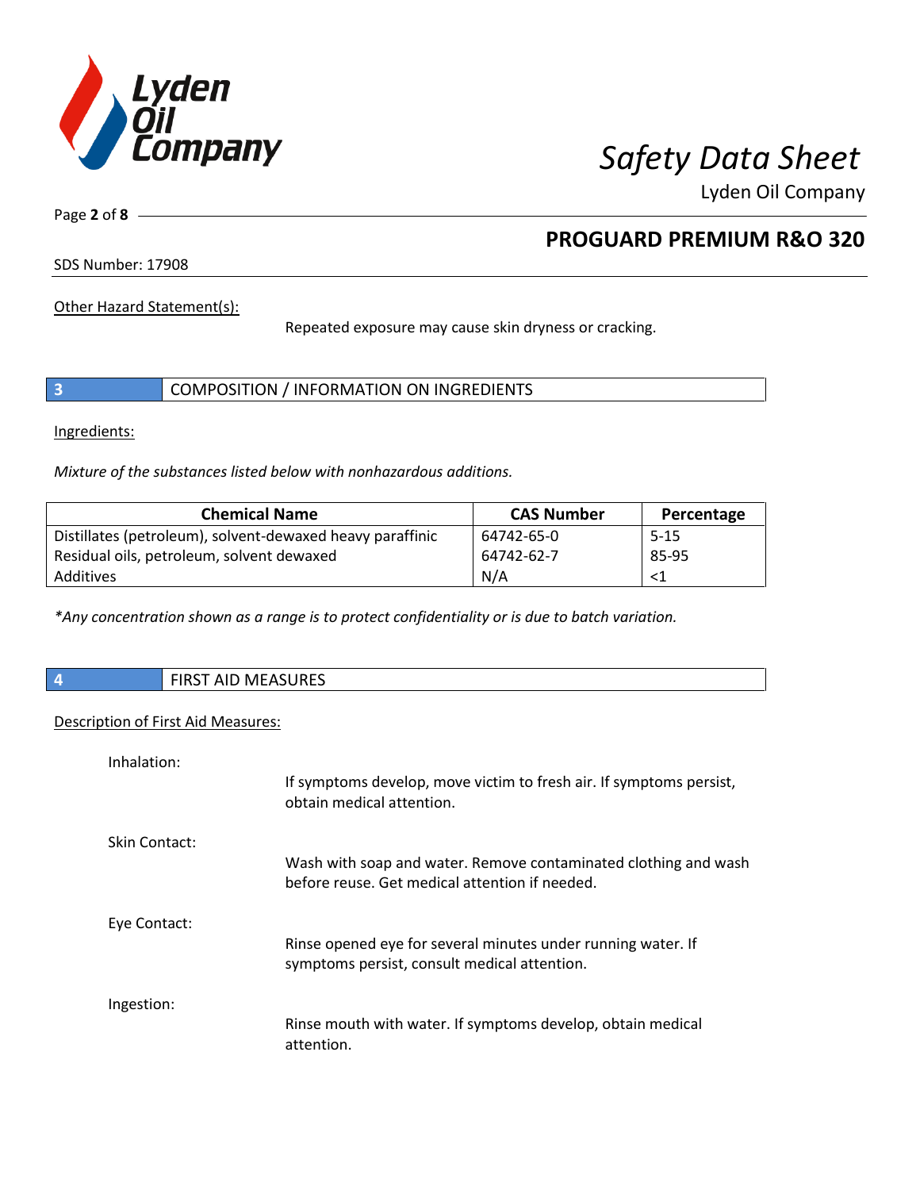Other Hazard Statement(s):

Repeated exposure may cause skin dryness or cracking.

## 3 COMPOSITION / INFORMATION ON INGREDIENTS

Ingredients:

*Mixture of the substances listed below with nonhazardous additions.*

| Chemical Name | CAS Number | Percentage |
|---|---|---|
| Distillates (petroleum), solvent-dewaxed heavy paraffinic | 64742-65-0 | 5-15 |
| Residual oils, petroleum, solvent dewaxed | 64742-62-7 | 85-95 |
| Additives | N/A | <1 |

*\*Any concentration shown as a range is to protect confidentiality or is due to batch variation.*

## 4 FIRST AID MEASURES

Description of First Aid Measures:

Inhalation:

If symptoms develop, move victim to fresh air. If symptoms persist, obtain medical attention.

Skin Contact:

Wash with soap and water. Remove contaminated clothing and wash before reuse. Get medical attention if needed.

Eye Contact:

Rinse opened eye for several minutes under running water. If symptoms persist, consult medical attention.

Ingestion:

Rinse mouth with water. If symptoms develop, obtain medical attention.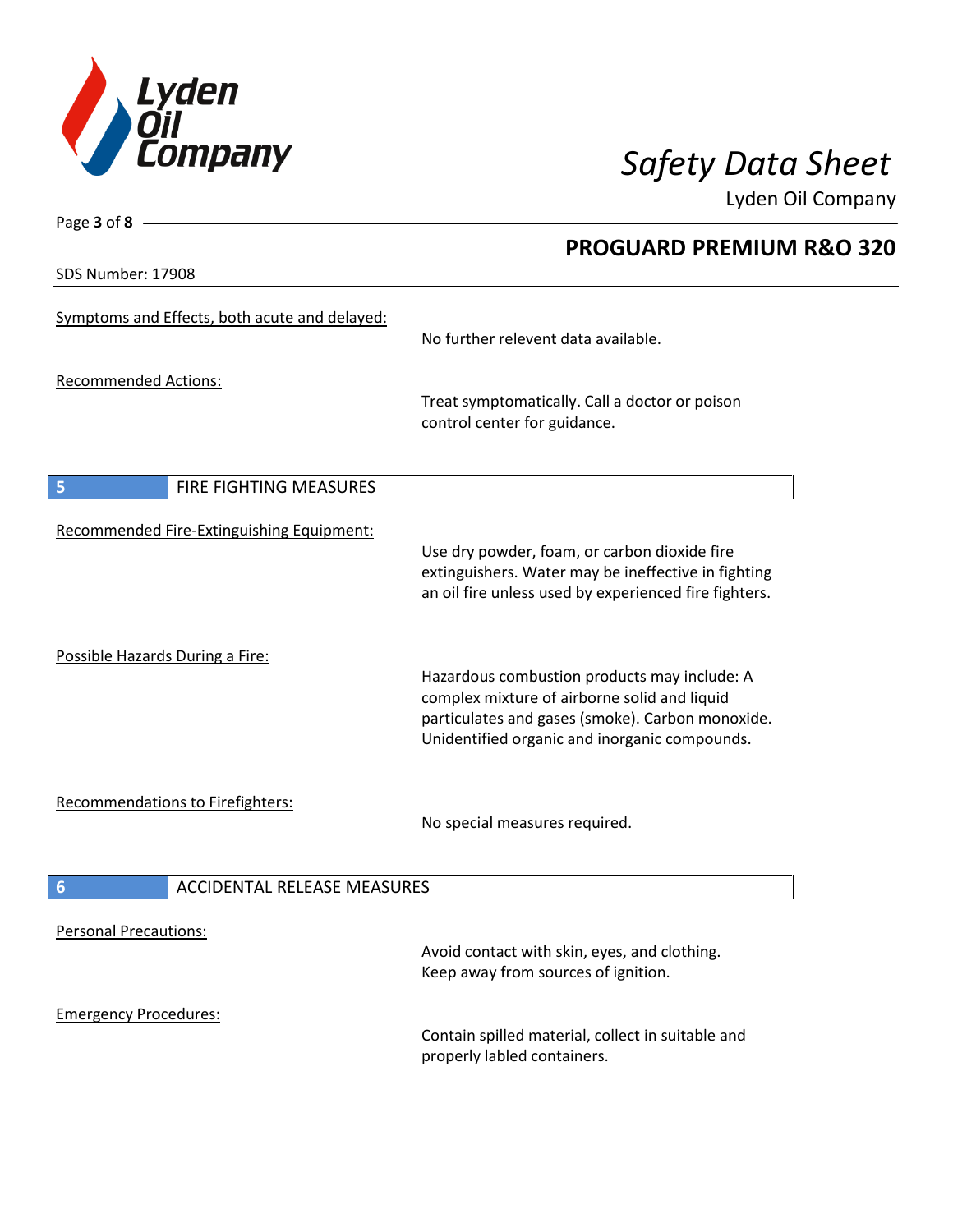SDS Number: 17908

Symptoms and Effects, both acute and delayed:

No further relevent data available.

Recommended Actions:

Treat symptomatically. Call a doctor or poison control center for guidance.

## 5 FIRE FIGHTING MEASURES

Recommended Fire-Extinguishing Equipment:

Use dry powder, foam, or carbon dioxide fire extinguishers. Water may be ineffective in fighting an oil fire unless used by experienced fire fighters.

Possible Hazards During a Fire:

Hazardous combustion products may include: A complex mixture of airborne solid and liquid particulates and gases (smoke). Carbon monoxide. Unidentified organic and inorganic compounds.

Recommendations to Firefighters:

No special measures required.

## 6 ACCIDENTAL RELEASE MEASURES

Personal Precautions:

Avoid contact with skin, eyes, and clothing. Keep away from sources of ignition.

Emergency Procedures:

Contain spilled material, collect in suitable and properly labled containers.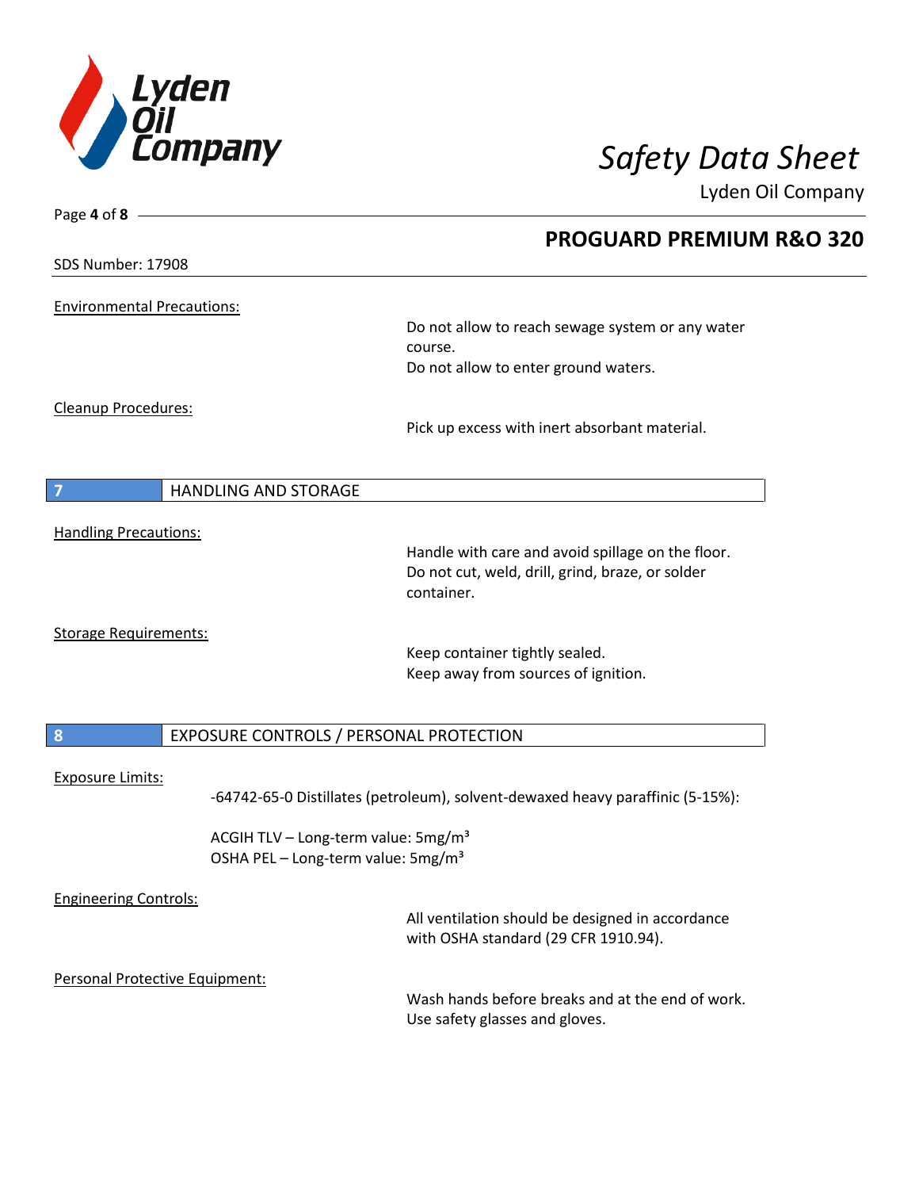Environmental Precautions:

Do not allow to reach sewage system or any water course.
Do not allow to enter ground waters.

Cleanup Procedures:

Pick up excess with inert absorbant material.

## 7 HANDLING AND STORAGE

Handling Precautions:

Handle with care and avoid spillage on the floor.
Do not cut, weld, drill, grind, braze, or solder container.

Storage Requirements:

Keep container tightly sealed.
Keep away from sources of ignition.

## 8 EXPOSURE CONTROLS / PERSONAL PROTECTION

Exposure Limits:

-64742-65-0 Distillates (petroleum), solvent-dewaxed heavy paraffinic (5-15%):

ACGIH TLV – Long-term value: 5mg/m³
OSHA PEL – Long-term value: 5mg/m³

Engineering Controls:

All ventilation should be designed in accordance with OSHA standard (29 CFR 1910.94).

Personal Protective Equipment:

Wash hands before breaks and at the end of work.
Use safety glasses and gloves.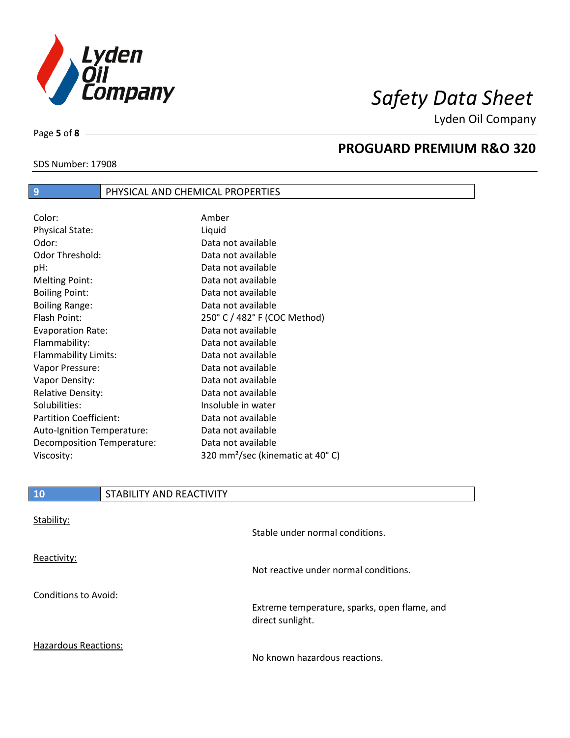## 9 PHYSICAL AND CHEMICAL PROPERTIES

| | |
|---|---|
| Color: | Amber |
| Physical State: | Liquid |
| Odor: | Data not available |
| Odor Threshold: | Data not available |
| pH: | Data not available |
| Melting Point: | Data not available |
| Boiling Point: | Data not available |
| Boiling Range: | Data not available |
| Flash Point: | 250° C / 482° F (COC Method) |
| Evaporation Rate: | Data not available |
| Flammability: | Data not available |
| Flammability Limits: | Data not available |
| Vapor Pressure: | Data not available |
| Vapor Density: | Data not available |
| Relative Density: | Data not available |
| Solubilities: | Insoluble in water |
| Partition Coefficient: | Data not available |
| Auto-Ignition Temperature: | Data not available |
| Decomposition Temperature: | Data not available |
| Viscosity: | 320 $mm^2$/sec (kinematic at 40° C) |

## 10 STABILITY AND REACTIVITY

Stability:

Stable under normal conditions.

Reactivity:

Not reactive under normal conditions.

Conditions to Avoid:

Extreme temperature, sparks, open flame, and direct sunlight.

Hazardous Reactions:

No known hazardous reactions.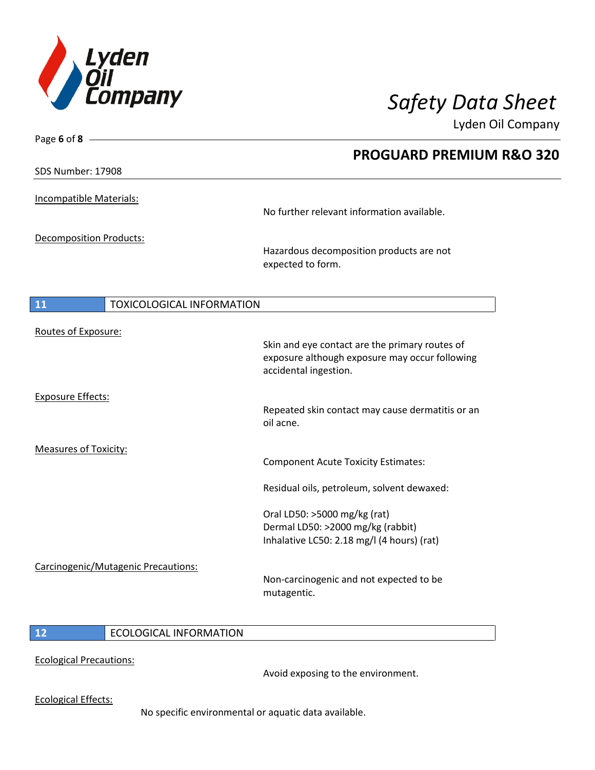## 11 TOXICOLOGICAL INFORMATION

Incompatible Materials:

No further relevant information available.

Decomposition Products:

Hazardous decomposition products are not expected to form.

Routes of Exposure:

Skin and eye contact are the primary routes of exposure although exposure may occur following accidental ingestion.

Exposure Effects:

Repeated skin contact may cause dermatitis or an oil acne.

Measures of Toxicity:

Component Acute Toxicity Estimates:

Residual oils, petroleum, solvent dewaxed:

Oral LD50: >5000 mg/kg (rat)
Dermal LD50: >2000 mg/kg (rabbit)
Inhalative LC50: 2.18 mg/l (4 hours) (rat)

Carcinogenic/Mutagenic Precautions:

Non-carcinogenic and not expected to be mutagentic.

## 12 ECOLOGICAL INFORMATION

Ecological Precautions:

Avoid exposing to the environment.

Ecological Effects:

No specific environmental or aquatic data available.

Incompatible Materials:

No further relevant information available.

Decomposition Products:

Hazardous decomposition products are not expected to form.

## 11 TOXICOLOGICAL INFORMATION

Routes of Exposure:

Skin and eye contact are the primary routes of exposure although exposure may occur following accidental ingestion.

Exposure Effects:

Repeated skin contact may cause dermatitis or an oil acne.

Measures of Toxicity:

Component Acute Toxicity Estimates:

Residual oils, petroleum, solvent dewaxed:

Oral LD50: >5000 mg/kg (rat)
Dermal LD50: >2000 mg/kg (rabbit)
Inhalative LC50: 2.18 mg/l (4 hours) (rat)

Carcinogenic/Mutagenic Precautions:

Non-carcinogenic and not expected to be mutagentic.

## 12 ECOLOGICAL INFORMATION

Ecological Precautions:

Avoid exposing to the environment.

Ecological Effects:

No specific environmental or aquatic data available.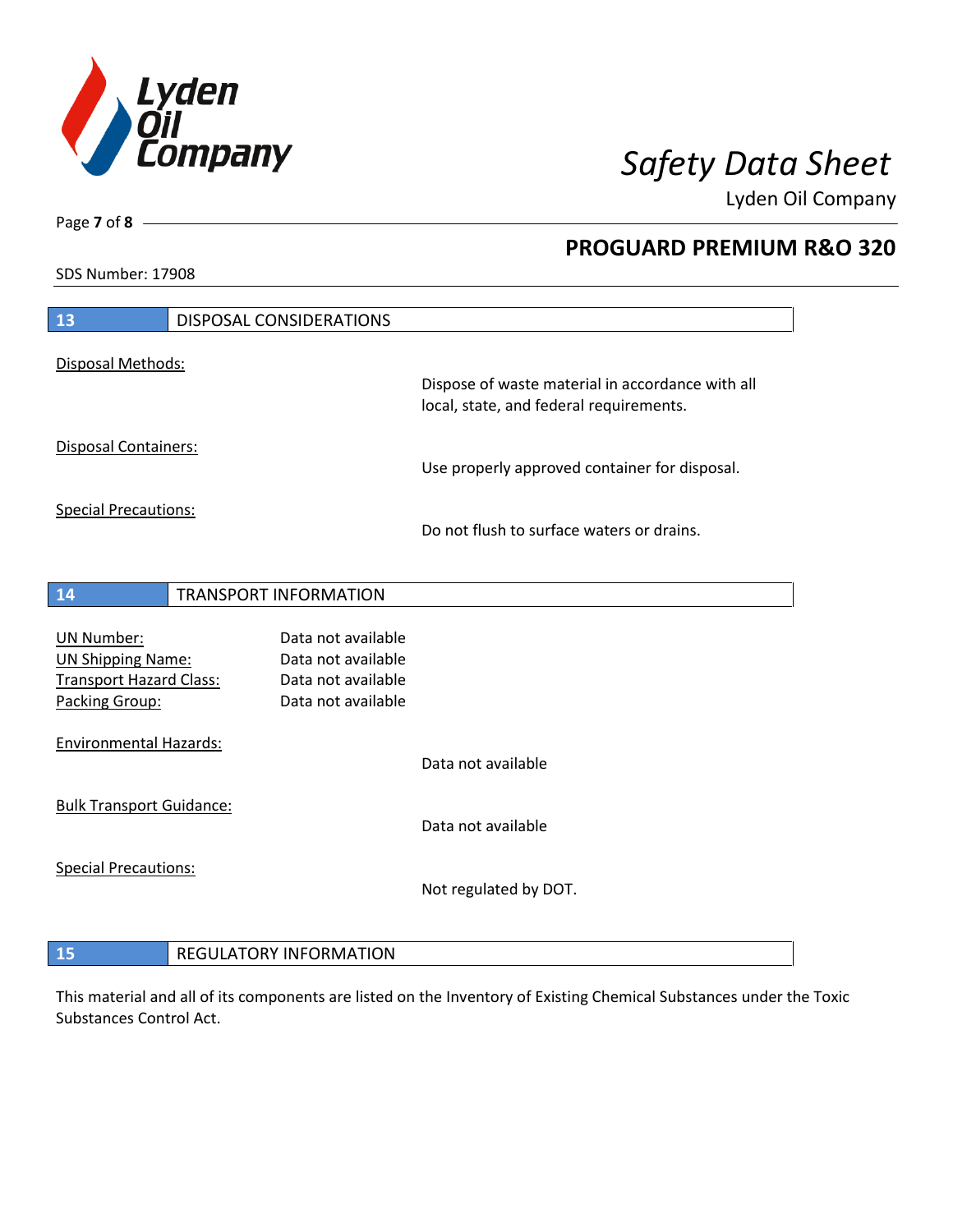## 13 DISPOSAL CONSIDERATIONS

Disposal Methods:

Dispose of waste material in accordance with all local, state, and federal requirements.

Disposal Containers:

Use properly approved container for disposal.

Special Precautions:

Do not flush to surface waters or drains.

## 14 TRANSPORT INFORMATION

| | |
|---|---|
| UN Number: | Data not available |
| UN Shipping Name: | Data not available |
| Transport Hazard Class: | Data not available |
| Packing Group: | Data not available |

Environmental Hazards:

Data not available

Bulk Transport Guidance:

Data not available

Special Precautions:

Not regulated by DOT.

## 15 REGULATORY INFORMATION

This material and all of its components are listed on the Inventory of Existing Chemical Substances under the Toxic Substances Control Act.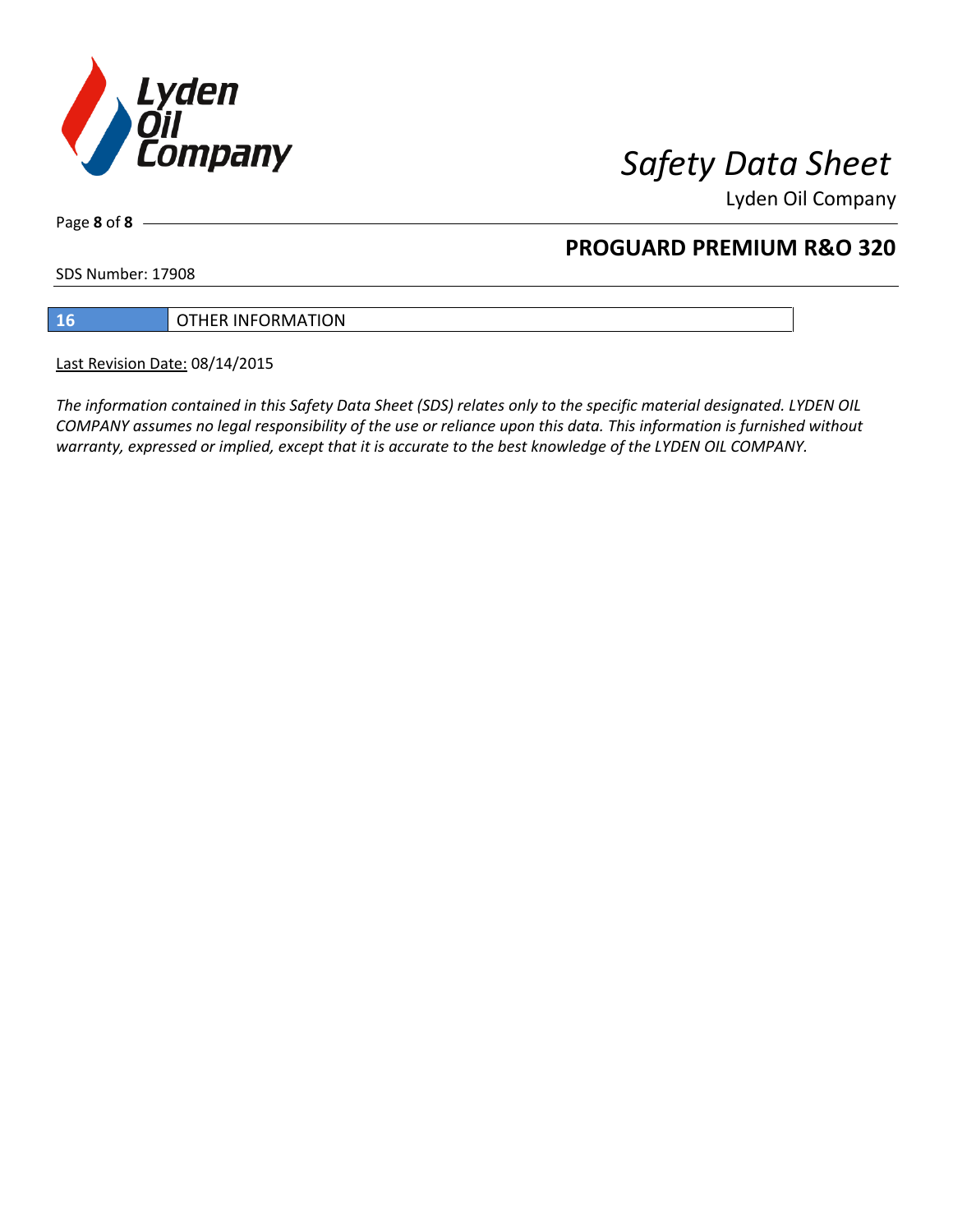## 16 OTHER INFORMATION

Last Revision Date: 08/14/2015

*The information contained in this Safety Data Sheet (SDS) relates only to the specific material designated. LYDEN OIL COMPANY assumes no legal responsibility of the use or reliance upon this data. This information is furnished without warranty, expressed or implied, except that it is accurate to the best knowledge of the LYDEN OIL COMPANY.*